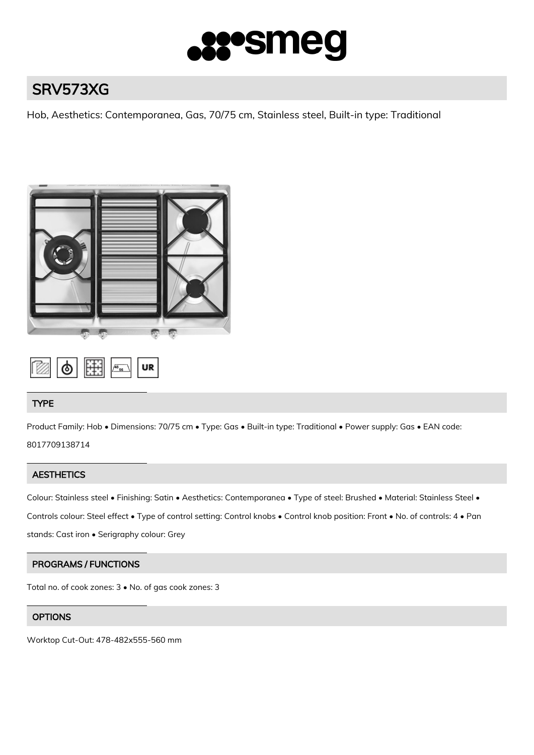# SRV573XG

Hob, Aesthetics: Contemporanea, Gas, 70/75 cm, Stainless steel, Built-in type: Traditional

## TYPE

Product Family: Hob • Dimensions: 70/75 cm • Type: Gas • Built-in type: Traditional • Power supply: Gas • EAN code: 8017709138714

## AESTHETICS

Colour: Stainless steel • Finishing: Satin • Aesthetics: Contemporanea • Type of steel: Brushed • Material: Stainless Steel • Controls colour: Steel effect • Type of control setting: Control knobs • Control knob position: Front • No. of controls: 4 • Pan stands: Cast iron • Serigraphy colour: Grey

## PROGRAMS / FUNCTIONS

Total no. of cook zones: 3 • No. of gas cook zones: 3

## OPTIONS

Worktop Cut-Out: 478-482x555-560 mm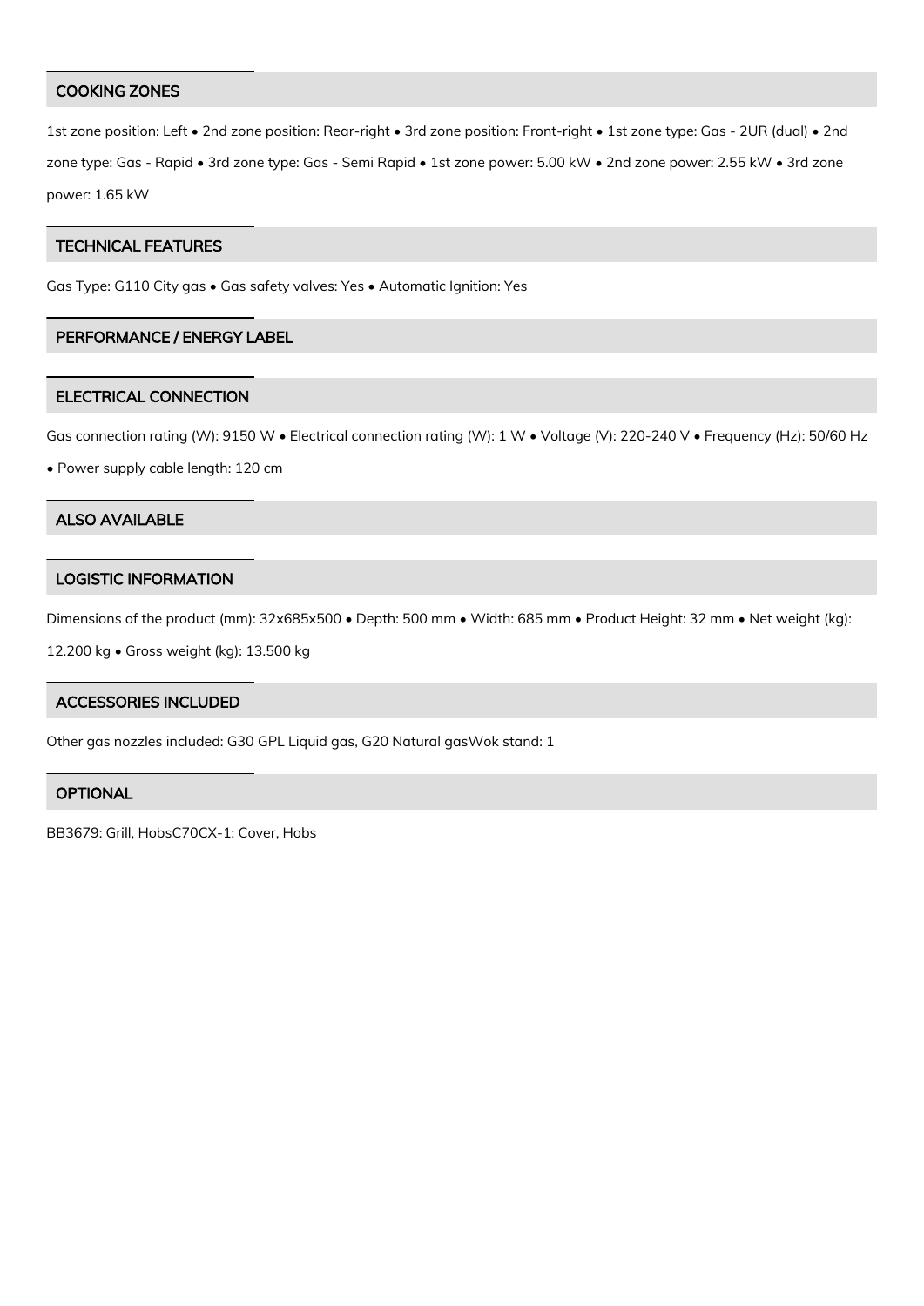## COOKING ZONES

1st zone position: Left • 2nd zone position: Rear-right • 3rd zone position: Front-right • 1st zone type: Gas - 2UR (dual) • 2nd zone type: Gas - Rapid • 3rd zone type: Gas - Semi Rapid • 1st zone power: 5.00 kW • 2nd zone power: 2.55 kW • 3rd zone power: 1.65 kW

## TECHNICAL FEATURES

Gas Type: G110 City gas • Gas safety valves: Yes • Automatic Ignition: Yes

## PERFORMANCE / ENERGY LABEL

## ELECTRICAL CONNECTION

Gas connection rating (W): 9150 W • Electrical connection rating (W): 1 W • Voltage (V): 220-240 V • Frequency (Hz): 50/60 Hz • Power supply cable length: 120 cm

## ALSO AVAILABLE

## LOGISTIC INFORMATION

Dimensions of the product (mm): 32x685x500 • Depth: 500 mm • Width: 685 mm • Product Height: 32 mm • Net weight (kg): 12.200 kg • Gross weight (kg): 13.500 kg

## ACCESSORIES INCLUDED

Other gas nozzles included: G30 GPL Liquid gas, G20 Natural gasWok stand: 1

## OPTIONAL

BB3679: Grill, HobsC70CX-1: Cover, Hobs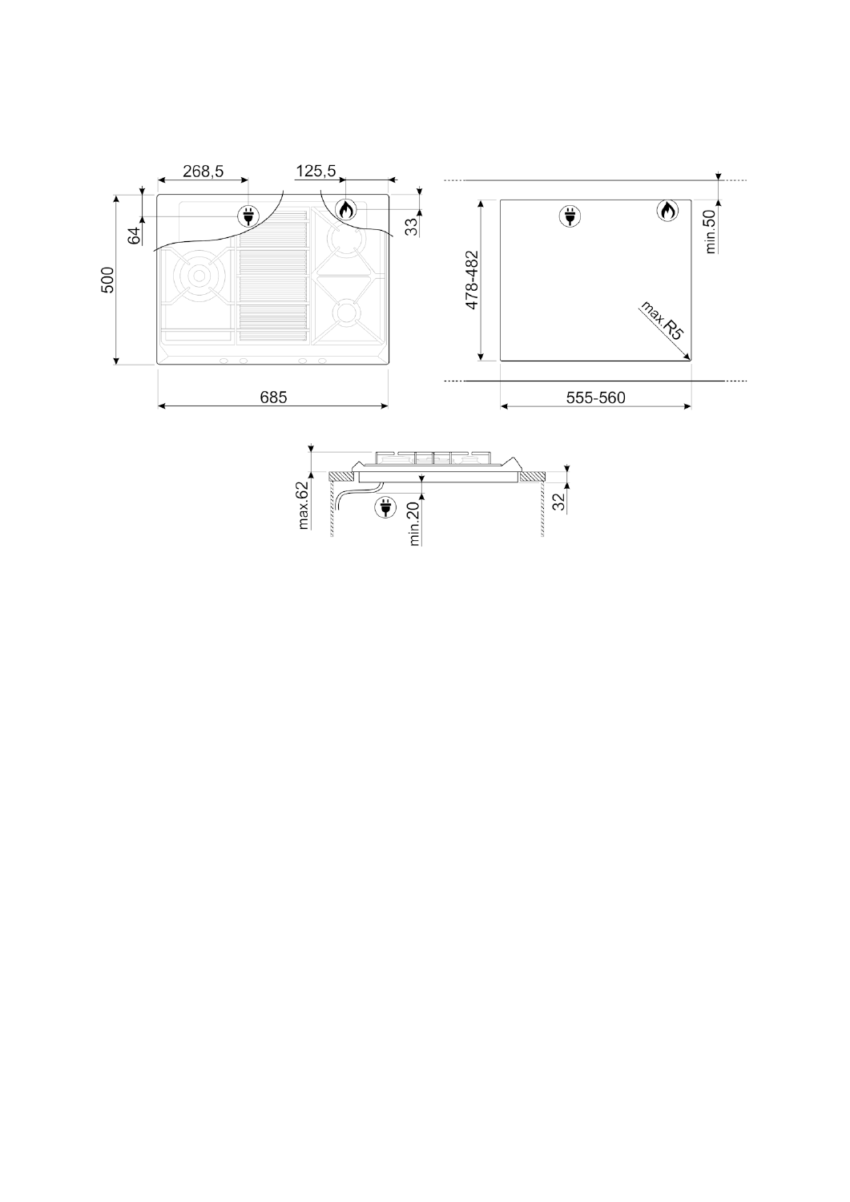268,5

125,5

64

33

500

685

478-482

min.50

max.R5

555-560

max.62

min.20

32